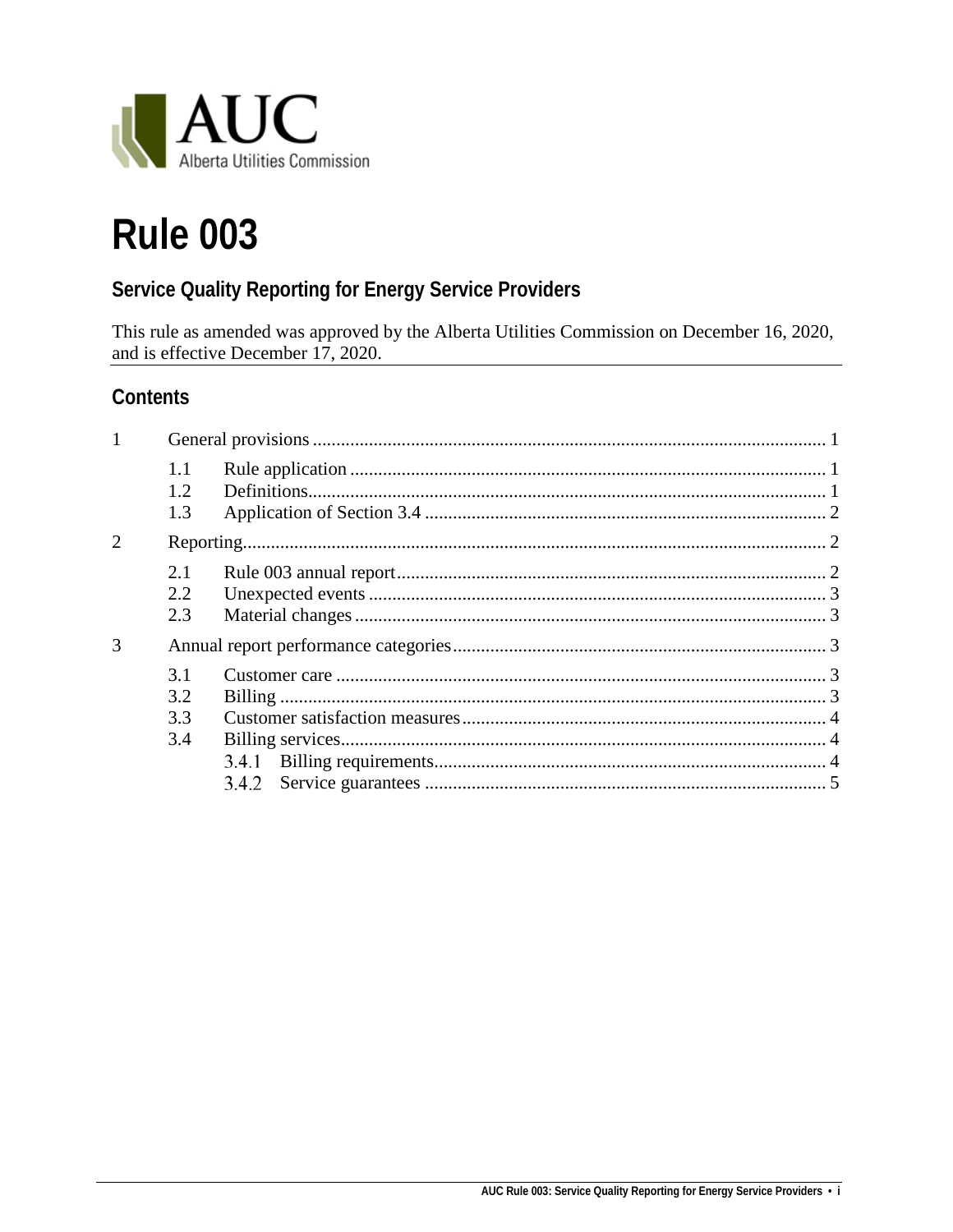AUC
Alberta Utilities Commission

# Rule 003

## Service Quality Reporting for Energy Service Providers

This rule as amended was approved by the Alberta Utilities Commission on December 16, 2020, and is effective December 17, 2020.

## Contents

1 General provisions ..... 1
- 1.1 Rule application ..... 1
- 1.2 Definitions ..... 1
- 1.3 Application of Section 3.4 ..... 2

2 Reporting ..... 2
- 2.1 Rule 003 annual report ..... 2
- 2.2 Unexpected events ..... 3
- 2.3 Material changes ..... 3

3 Annual report performance categories ..... 3
- 3.1 Customer care ..... 3
- 3.2 Billing ..... 3
- 3.3 Customer satisfaction measures ..... 4
- 3.4 Billing services ..... 4
  - 3.4.1 Billing requirements ..... 4
  - 3.4.2 Service guarantees ..... 5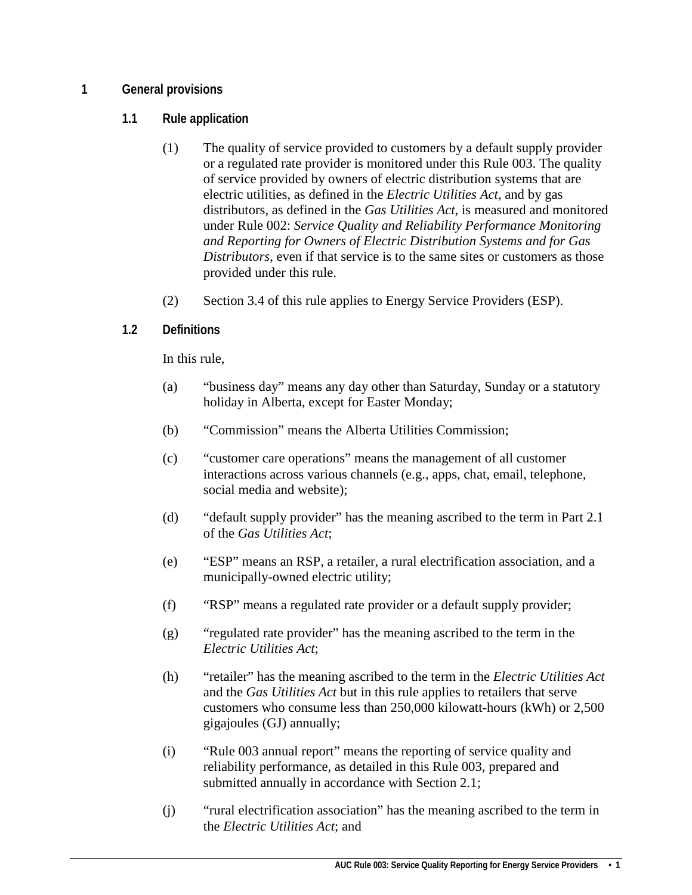# 1 General provisions

## 1.1 Rule application

(1) The quality of service provided to customers by a default supply provider or a regulated rate provider is monitored under this Rule 003. The quality of service provided by owners of electric distribution systems that are electric utilities, as defined in the *Electric Utilities Act*, and by gas distributors, as defined in the *Gas Utilities Act*, is measured and monitored under Rule 002: *Service Quality and Reliability Performance Monitoring and Reporting for Owners of Electric Distribution Systems and for Gas Distributors*, even if that service is to the same sites or customers as those provided under this rule.

(2) Section 3.4 of this rule applies to Energy Service Providers (ESP).

## 1.2 Definitions

In this rule,

(a) "business day" means any day other than Saturday, Sunday or a statutory holiday in Alberta, except for Easter Monday;

(b) "Commission" means the Alberta Utilities Commission;

(c) "customer care operations" means the management of all customer interactions across various channels (e.g., apps, chat, email, telephone, social media and website);

(d) "default supply provider" has the meaning ascribed to the term in Part 2.1 of the *Gas Utilities Act*;

(e) "ESP" means an RSP, a retailer, a rural electrification association, and a municipally-owned electric utility;

(f) "RSP" means a regulated rate provider or a default supply provider;

(g) "regulated rate provider" has the meaning ascribed to the term in the *Electric Utilities Act*;

(h) "retailer" has the meaning ascribed to the term in the *Electric Utilities Act* and the *Gas Utilities Act* but in this rule applies to retailers that serve customers who consume less than 250,000 kilowatt-hours (kWh) or 2,500 gigajoules (GJ) annually;

(i) "Rule 003 annual report" means the reporting of service quality and reliability performance, as detailed in this Rule 003, prepared and submitted annually in accordance with Section 2.1;

(j) "rural electrification association" has the meaning ascribed to the term in the *Electric Utilities Act*; and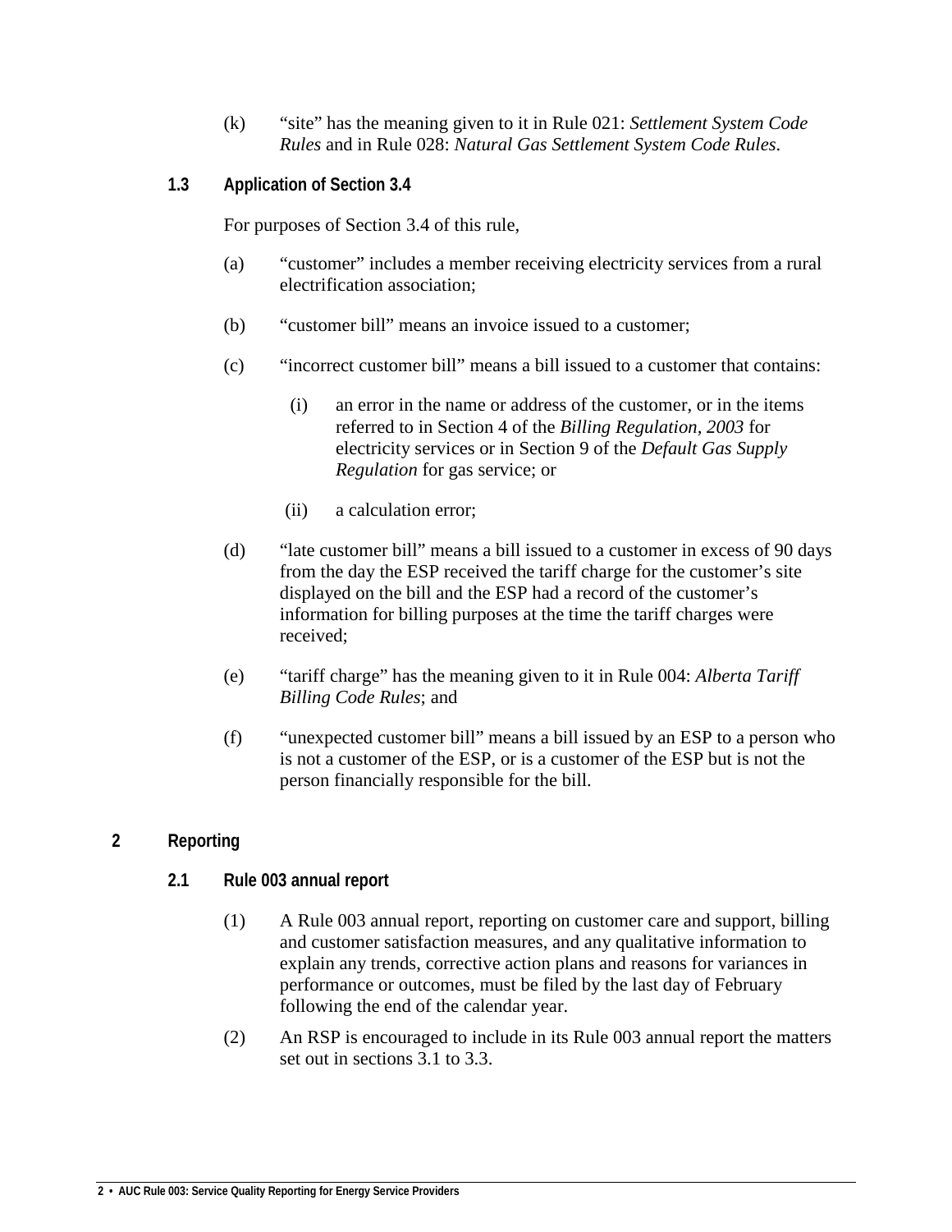(k) “site” has the meaning given to it in Rule 021: *Settlement System Code Rules* and in Rule 028: *Natural Gas Settlement System Code Rules*.

### 1.3 Application of Section 3.4

For purposes of Section 3.4 of this rule,

(a) “customer” includes a member receiving electricity services from a rural electrification association;

(b) “customer bill” means an invoice issued to a customer;

(c) “incorrect customer bill” means a bill issued to a customer that contains:

  (i) an error in the name or address of the customer, or in the items referred to in Section 4 of the *Billing Regulation, 2003* for electricity services or in Section 9 of the *Default Gas Supply Regulation* for gas service; or

  (ii) a calculation error;

(d) “late customer bill” means a bill issued to a customer in excess of 90 days from the day the ESP received the tariff charge for the customer’s site displayed on the bill and the ESP had a record of the customer’s information for billing purposes at the time the tariff charges were received;

(e) “tariff charge” has the meaning given to it in Rule 004: *Alberta Tariff Billing Code Rules*; and

(f) “unexpected customer bill” means a bill issued by an ESP to a person who is not a customer of the ESP, or is a customer of the ESP but is not the person financially responsible for the bill.

## 2 Reporting

### 2.1 Rule 003 annual report

(1) A Rule 003 annual report, reporting on customer care and support, billing and customer satisfaction measures, and any qualitative information to explain any trends, corrective action plans and reasons for variances in performance or outcomes, must be filed by the last day of February following the end of the calendar year.

(2) An RSP is encouraged to include in its Rule 003 annual report the matters set out in sections 3.1 to 3.3.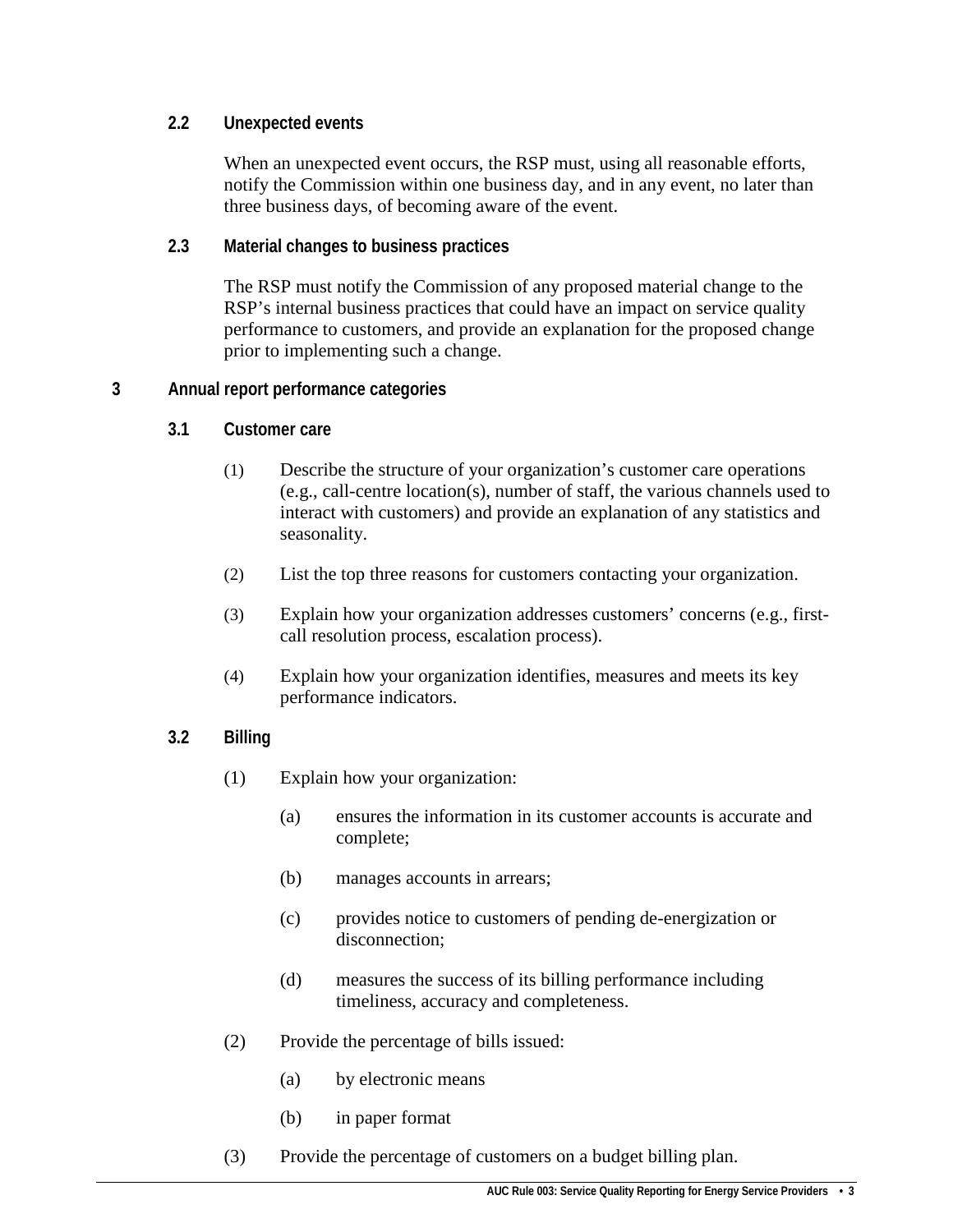### 2.2 Unexpected events

When an unexpected event occurs, the RSP must, using all reasonable efforts, notify the Commission within one business day, and in any event, no later than three business days, of becoming aware of the event.

### 2.3 Material changes to business practices

The RSP must notify the Commission of any proposed material change to the RSP's internal business practices that could have an impact on service quality performance to customers, and provide an explanation for the proposed change prior to implementing such a change.

## 3 Annual report performance categories

### 3.1 Customer care

(1) Describe the structure of your organization's customer care operations (e.g., call-centre location(s), number of staff, the various channels used to interact with customers) and provide an explanation of any statistics and seasonality.

(2) List the top three reasons for customers contacting your organization.

(3) Explain how your organization addresses customers' concerns (e.g., first-call resolution process, escalation process).

(4) Explain how your organization identifies, measures and meets its key performance indicators.

### 3.2 Billing

(1) Explain how your organization:

- (a) ensures the information in its customer accounts is accurate and complete;
- (b) manages accounts in arrears;
- (c) provides notice to customers of pending de-energization or disconnection;
- (d) measures the success of its billing performance including timeliness, accuracy and completeness.

(2) Provide the percentage of bills issued:

- (a) by electronic means
- (b) in paper format

(3) Provide the percentage of customers on a budget billing plan.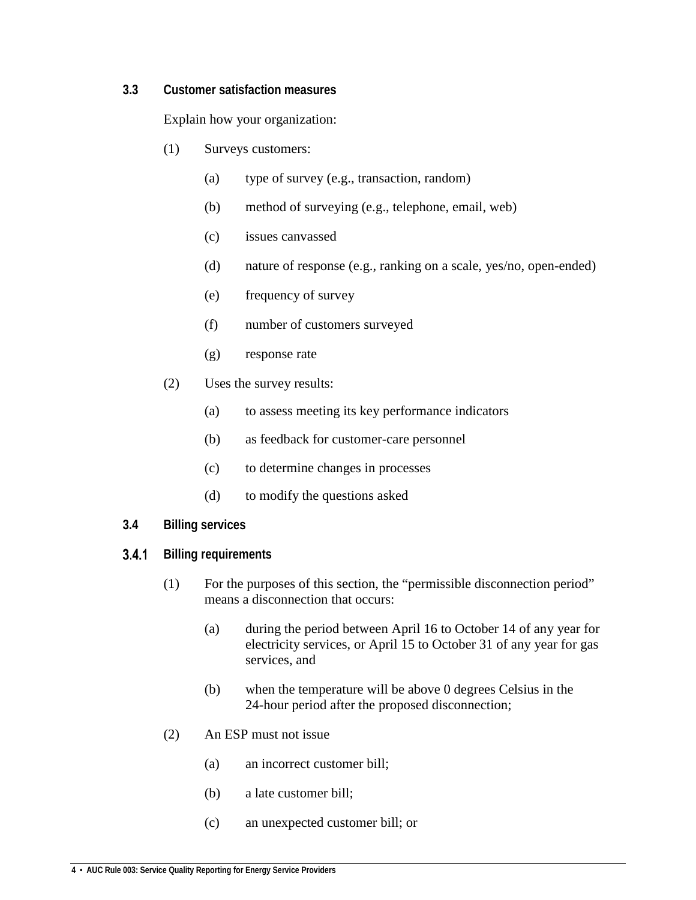### 3.3 Customer satisfaction measures

Explain how your organization:

(1) Surveys customers:

   (a) type of survey (e.g., transaction, random)

   (b) method of surveying (e.g., telephone, email, web)

   (c) issues canvassed

   (d) nature of response (e.g., ranking on a scale, yes/no, open-ended)

   (e) frequency of survey

   (f) number of customers surveyed

   (g) response rate

(2) Uses the survey results:

   (a) to assess meeting its key performance indicators

   (b) as feedback for customer-care personnel

   (c) to determine changes in processes

   (d) to modify the questions asked

### 3.4 Billing services

#### 3.4.1 Billing requirements

(1) For the purposes of this section, the "permissible disconnection period" means a disconnection that occurs:

   (a) during the period between April 16 to October 14 of any year for electricity services, or April 15 to October 31 of any year for gas services, and

   (b) when the temperature will be above 0 degrees Celsius in the 24-hour period after the proposed disconnection;

(2) An ESP must not issue

   (a) an incorrect customer bill;

   (b) a late customer bill;

   (c) an unexpected customer bill; or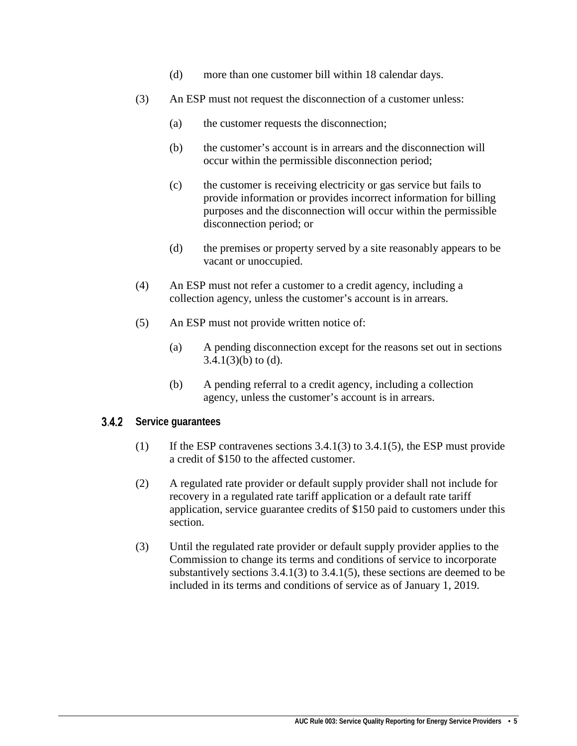(d) more than one customer bill within 18 calendar days.

(3) An ESP must not request the disconnection of a customer unless:

(a) the customer requests the disconnection;

(b) the customer's account is in arrears and the disconnection will occur within the permissible disconnection period;

(c) the customer is receiving electricity or gas service but fails to provide information or provides incorrect information for billing purposes and the disconnection will occur within the permissible disconnection period; or

(d) the premises or property served by a site reasonably appears to be vacant or unoccupied.

(4) An ESP must not refer a customer to a credit agency, including a collection agency, unless the customer's account is in arrears.

(5) An ESP must not provide written notice of:

(a) A pending disconnection except for the reasons set out in sections 3.4.1(3)(b) to (d).

(b) A pending referral to a credit agency, including a collection agency, unless the customer's account is in arrears.

### 3.4.2 Service guarantees

(1) If the ESP contravenes sections 3.4.1(3) to 3.4.1(5), the ESP must provide a credit of $150 to the affected customer.

(2) A regulated rate provider or default supply provider shall not include for recovery in a regulated rate tariff application or a default rate tariff application, service guarantee credits of $150 paid to customers under this section.

(3) Until the regulated rate provider or default supply provider applies to the Commission to change its terms and conditions of service to incorporate substantively sections 3.4.1(3) to 3.4.1(5), these sections are deemed to be included in its terms and conditions of service as of January 1, 2019.